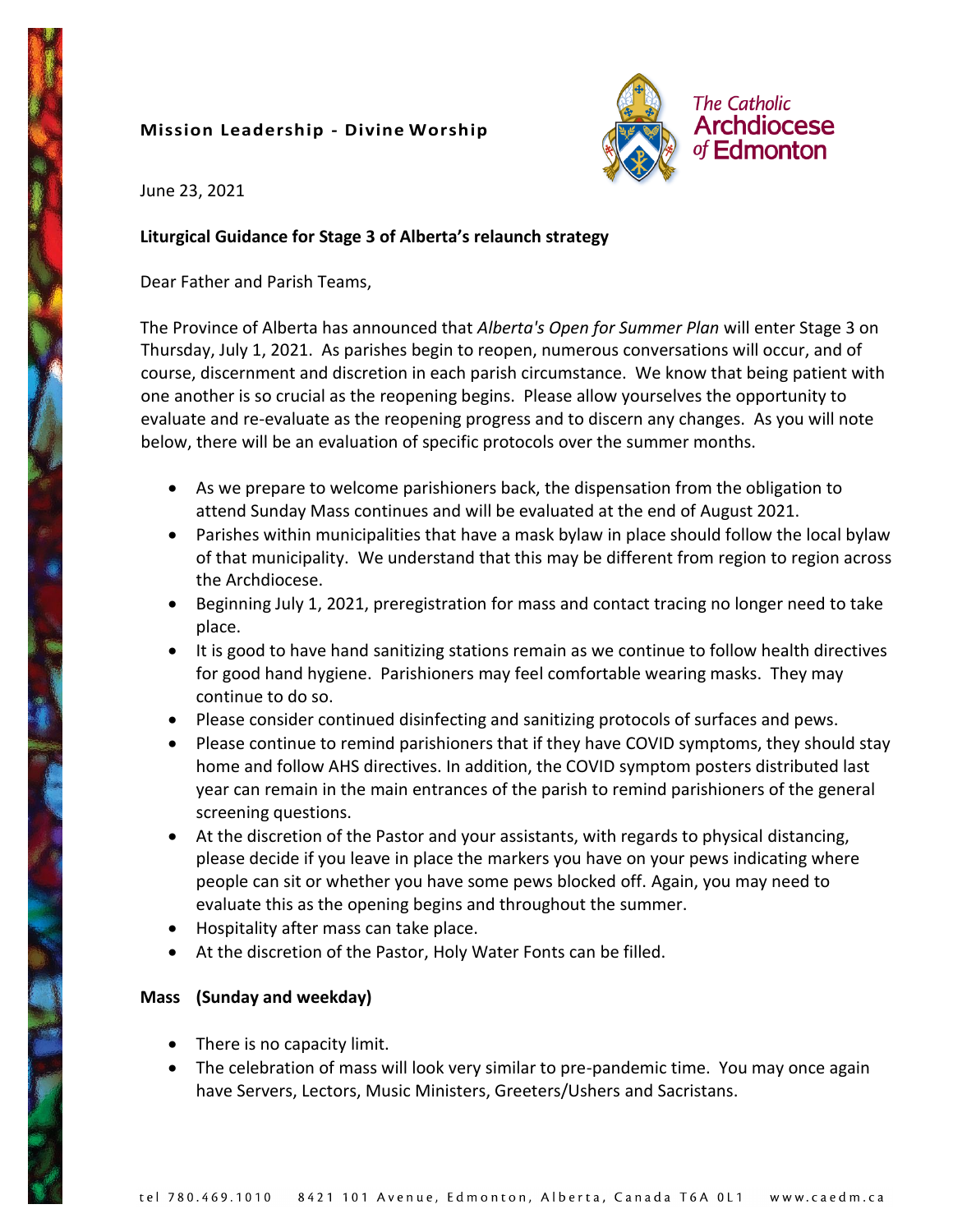**Mission Leadership - Divine Worship**

The Catholic Archdiocese of Edmonton

June 23, 2021

**Liturgical Guidance for Stage 3 of Alberta's relaunch strategy**

Dear Father and Parish Teams,

The Province of Alberta has announced that *Alberta's Open for Summer Plan* will enter Stage 3 on Thursday, July 1, 2021. As parishes begin to reopen, numerous conversations will occur, and of course, discernment and discretion in each parish circumstance. We know that being patient with one another is so crucial as the reopening begins. Please allow yourselves the opportunity to evaluate and re-evaluate as the reopening progress and to discern any changes. As you will note below, there will be an evaluation of specific protocols over the summer months.

- As we prepare to welcome parishioners back, the dispensation from the obligation to attend Sunday Mass continues and will be evaluated at the end of August 2021.
- Parishes within municipalities that have a mask bylaw in place should follow the local bylaw of that municipality. We understand that this may be different from region to region across the Archdiocese.
- Beginning July 1, 2021, preregistration for mass and contact tracing no longer need to take place.
- It is good to have hand sanitizing stations remain as we continue to follow health directives for good hand hygiene. Parishioners may feel comfortable wearing masks. They may continue to do so.
- Please consider continued disinfecting and sanitizing protocols of surfaces and pews.
- Please continue to remind parishioners that if they have COVID symptoms, they should stay home and follow AHS directives. In addition, the COVID symptom posters distributed last year can remain in the main entrances of the parish to remind parishioners of the general screening questions.
- At the discretion of the Pastor and your assistants, with regards to physical distancing, please decide if you leave in place the markers you have on your pews indicating where people can sit or whether you have some pews blocked off. Again, you may need to evaluate this as the opening begins and throughout the summer.
- Hospitality after mass can take place.
- At the discretion of the Pastor, Holy Water Fonts can be filled.

**Mass (Sunday and weekday)**

- There is no capacity limit.
- The celebration of mass will look very similar to pre-pandemic time. You may once again have Servers, Lectors, Music Ministers, Greeters/Ushers and Sacristans.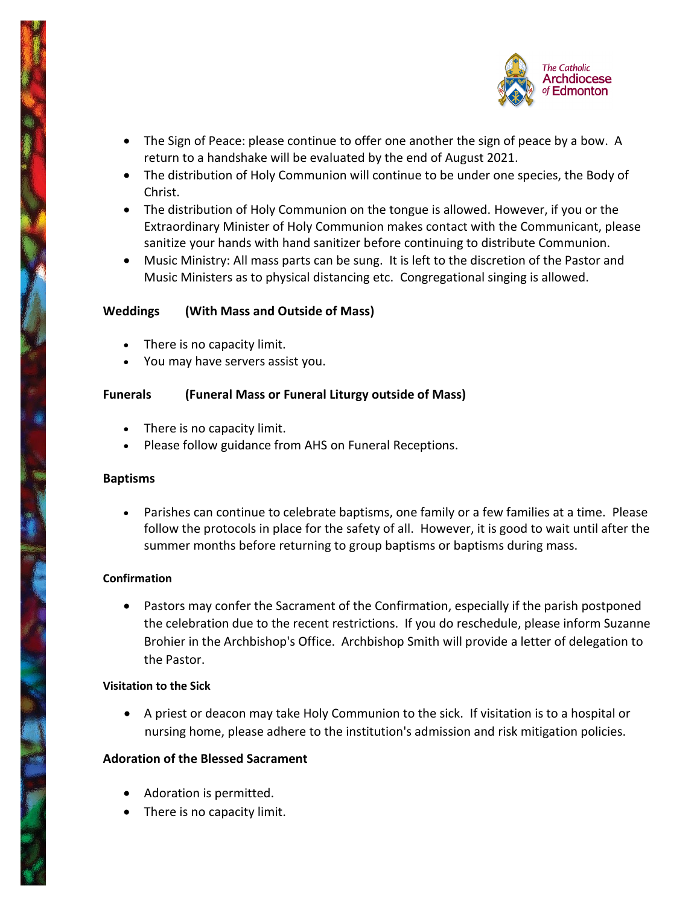- The Sign of Peace: please continue to offer one another the sign of peace by a bow. A return to a handshake will be evaluated by the end of August 2021.
- The distribution of Holy Communion will continue to be under one species, the Body of Christ.
- The distribution of Holy Communion on the tongue is allowed. However, if you or the Extraordinary Minister of Holy Communion makes contact with the Communicant, please sanitize your hands with hand sanitizer before continuing to distribute Communion.
- Music Ministry: All mass parts can be sung. It is left to the discretion of the Pastor and Music Ministers as to physical distancing etc. Congregational singing is allowed.

**Weddings (With Mass and Outside of Mass)**

- There is no capacity limit.
- You may have servers assist you.

**Funerals (Funeral Mass or Funeral Liturgy outside of Mass)**

- There is no capacity limit.
- Please follow guidance from AHS on Funeral Receptions.

**Baptisms**

- Parishes can continue to celebrate baptisms, one family or a few families at a time. Please follow the protocols in place for the safety of all. However, it is good to wait until after the summer months before returning to group baptisms or baptisms during mass.

**Confirmation**

- Pastors may confer the Sacrament of the Confirmation, especially if the parish postponed the celebration due to the recent restrictions. If you do reschedule, please inform Suzanne Brohier in the Archbishop's Office. Archbishop Smith will provide a letter of delegation to the Pastor.

**Visitation to the Sick**

- A priest or deacon may take Holy Communion to the sick. If visitation is to a hospital or nursing home, please adhere to the institution's admission and risk mitigation policies.

**Adoration of the Blessed Sacrament**

- Adoration is permitted.
- There is no capacity limit.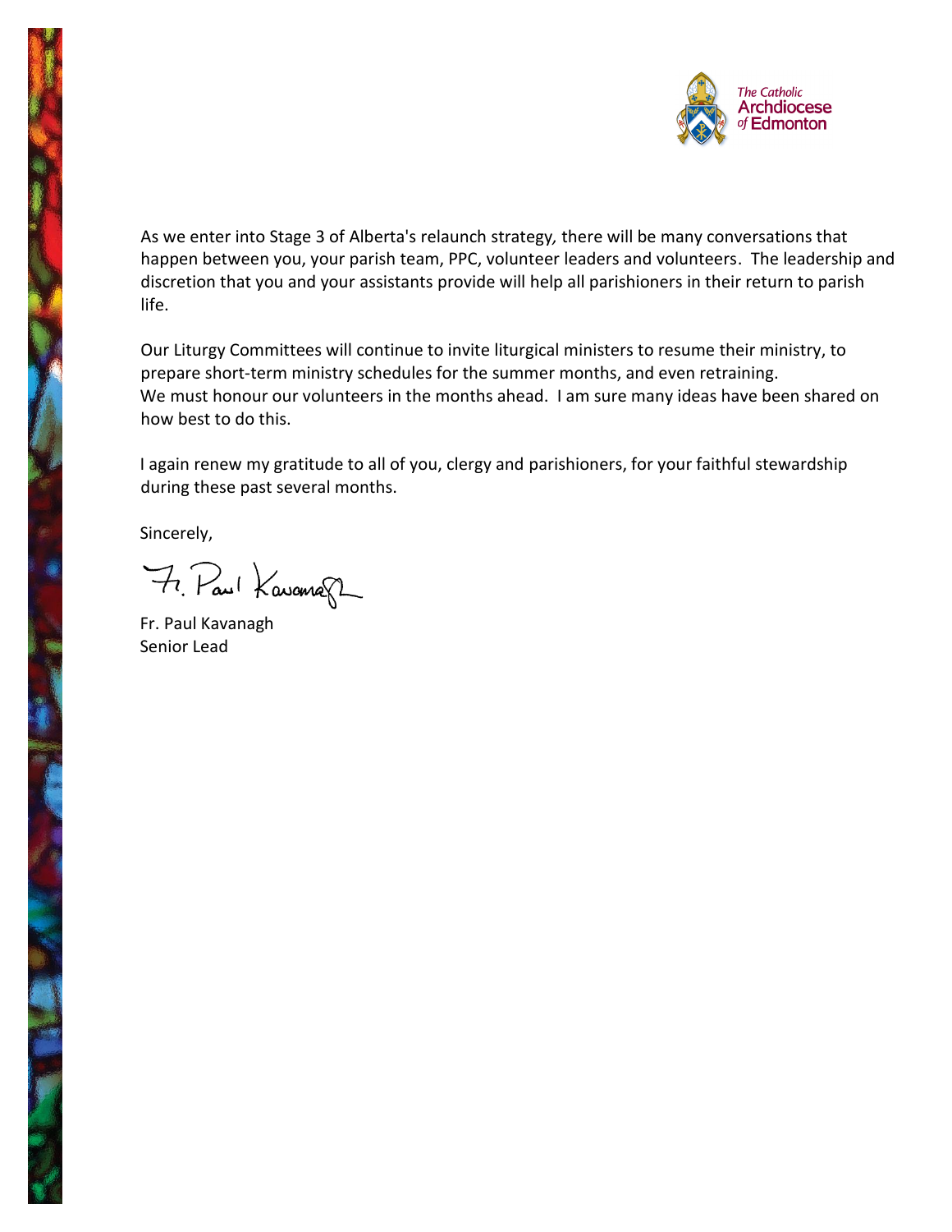As we enter into Stage 3 of Alberta's relaunch strategy, there will be many conversations that happen between you, your parish team, PPC, volunteer leaders and volunteers. The leadership and discretion that you and your assistants provide will help all parishioners in their return to parish life.

Our Liturgy Committees will continue to invite liturgical ministers to resume their ministry, to prepare short-term ministry schedules for the summer months, and even retraining.
We must honour our volunteers in the months ahead. I am sure many ideas have been shared on how best to do this.

I again renew my gratitude to all of you, clergy and parishioners, for your faithful stewardship during these past several months.

Sincerely,

Fr. Paul Kavanagh

Fr. Paul Kavanagh
Senior Lead